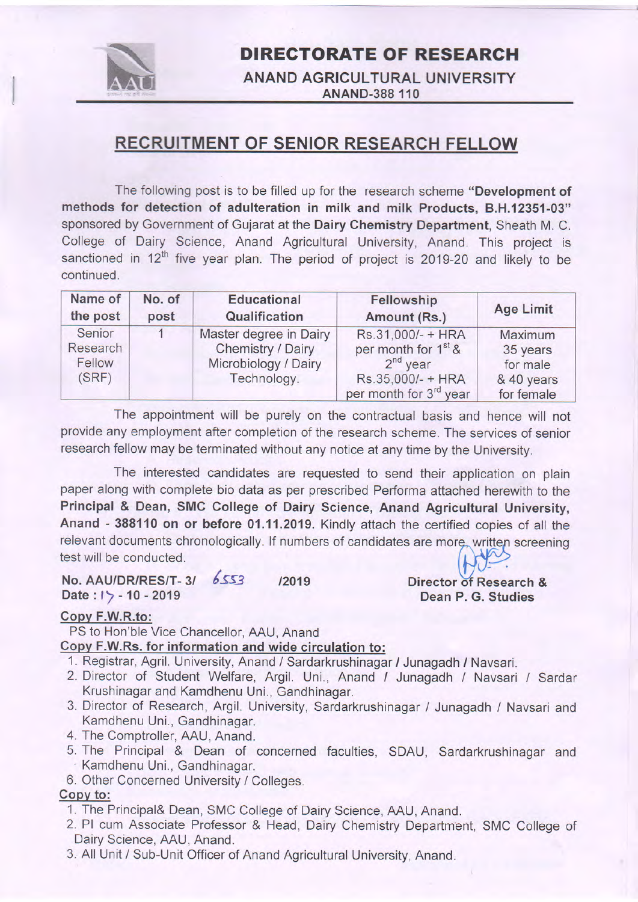# DIRECTORATE OF RESEARCH

## ANAND AGRICULTURAL UNIVERSITY

**ANAND-388 110**

## RECRUITMENT OF SENIOR RESEARCH FELLOW

The following post is to be filled up for the research scheme **"Development of methods for detection of adulteration in milk and milk Products, B.H.12351-03"** sponsored by Government of Gujarat at the **Dairy Chemistry Department**, Sheath M. C. College of Dairy Science, Anand Agricultural University, Anand. This project is sanctioned in 12th five year plan. The period of project is 2019-20 and likely to be continued.

| Name of the post | No. of post | Educational Qualification | Fellowship Amount (Rs.) | Age Limit |
|---|---|---|---|---|
| Senior Research Fellow (SRF) | 1 | Master degree in Dairy Chemistry / Dairy Microbiology / Dairy Technology. | Rs.31,000/- + HRA per month for 1st & 2nd year Rs.35,000/- + HRA per month for 3rd year | Maximum 35 years for male & 40 years for female |

The appointment will be purely on the contractual basis and hence will not provide any employment after completion of the research scheme. The services of senior research fellow may be terminated without any notice at any time by the University.

The interested candidates are requested to send their application on plain paper along with complete bio data as per prescribed Performa attached herewith to the **Principal & Dean, SMC College of Dairy Science, Anand Agricultural University, Anand - 388110 on or before 01.11.2019.** Kindly attach the certified copies of all the relevant documents chronologically. If numbers of candidates are more, written screening test will be conducted.

**No. AAU/DR/RES/T- 3/ 6553 /2019**
**Date : 17 - 10 - 2019**

**Director of Research & Dean P. G. Studies**

**Copy F.W.R.to:**

PS to Hon'ble Vice Chancellor, AAU, Anand

**Copy F.W.Rs. for information and wide circulation to:**

1. Registrar, Agril. University, Anand / Sardarkrushinagar / Junagadh / Navsari.
2. Director of Student Welfare, Agril. Uni., Anand / Junagadh / Navsari / Sardar Krushinagar and Kamdhenu Uni., Gandhinagar.
3. Director of Research, Argil. University, Sardarkrushinagar / Junagadh / Navsari and Kamdhenu Uni., Gandhinagar.
4. The Comptroller, AAU, Anand.
5. The Principal & Dean of concerned faculties, SDAU, Sardarkrushinagar and Kamdhenu Uni., Gandhinagar.
6. Other Concerned University / Colleges.

**Copy to:**

1. The Principal& Dean, SMC College of Dairy Science, AAU, Anand.
2. PI cum Associate Professor & Head, Dairy Chemistry Department, SMC College of Dairy Science, AAU, Anand.
3. All Unit / Sub-Unit Officer of Anand Agricultural University, Anand.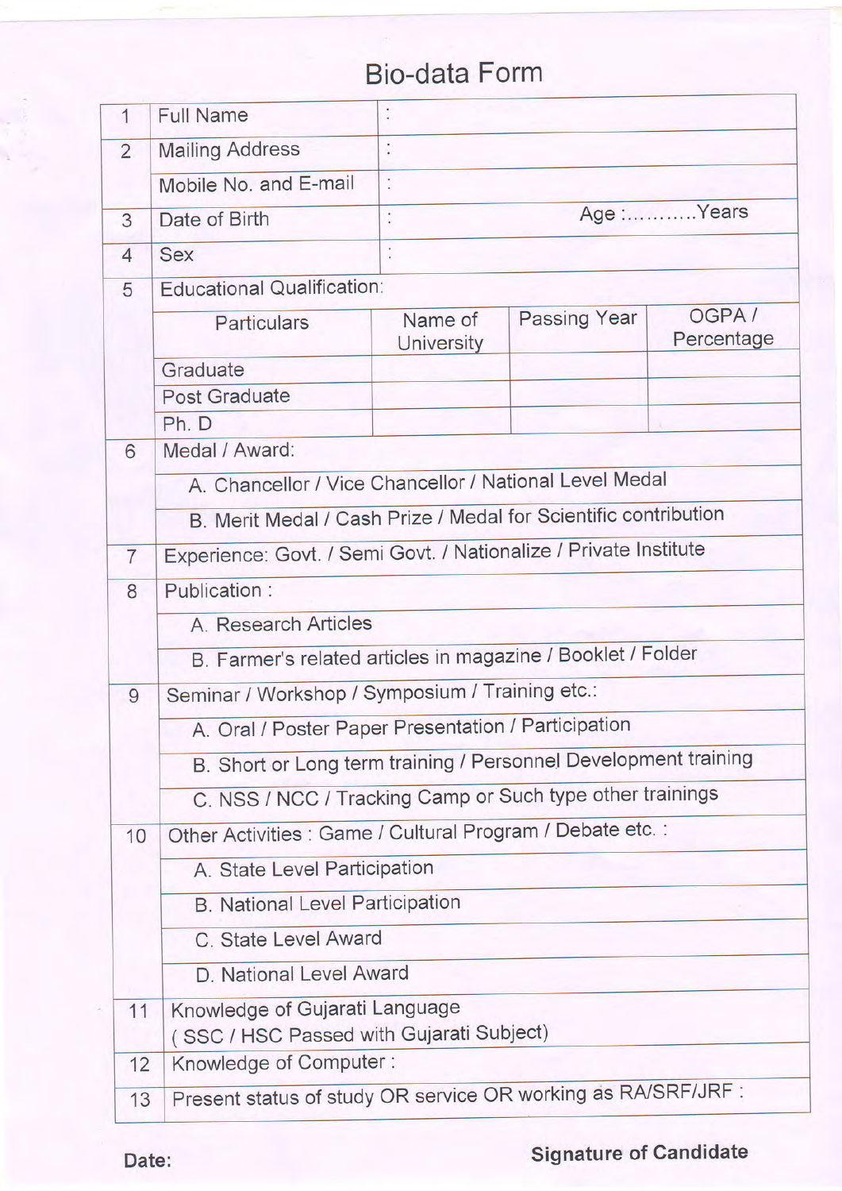# Bio-data Form

| | | |
|---|---|---|
| 1 | Full Name | : |
| 2 | Mailing Address | : |
| | Mobile No. and E-mail | : |
| 3 | Date of Birth | : Age :...........Years |
| 4 | Sex | : |
| 5 | Educational Qualification: | |

| Particulars | Name of University | Passing Year | OGPA / Percentage |
|---|---|---|---|
| Graduate | | | |
| Post Graduate | | | |
| Ph. D | | | |

| | |
|---|---|
| 6 | Medal / Award: |
| | A. Chancellor / Vice Chancellor / National Level Medal |
| | B. Merit Medal / Cash Prize / Medal for Scientific contribution |
| 7 | Experience: Govt. / Semi Govt. / Nationalize / Private Institute |
| 8 | Publication : |
| | A. Research Articles |
| | B. Farmer's related articles in magazine / Booklet / Folder |
| 9 | Seminar / Workshop / Symposium / Training etc.: |
| | A. Oral / Poster Paper Presentation / Participation |
| | B. Short or Long term training / Personnel Development training |
| | C. NSS / NCC / Tracking Camp or Such type other trainings |
| 10 | Other Activities : Game / Cultural Program / Debate etc. : |
| | A. State Level Participation |
| | B. National Level Participation |
| | C. State Level Award |
| | D. National Level Award |
| 11 | Knowledge of Gujarati Language ( SSC / HSC Passed with Gujarati Subject) |
| 12 | Knowledge of Computer : |
| 13 | Present status of study OR service OR working as RA/SRF/JRF : |

**Date:** 

**Signature of Candidate**